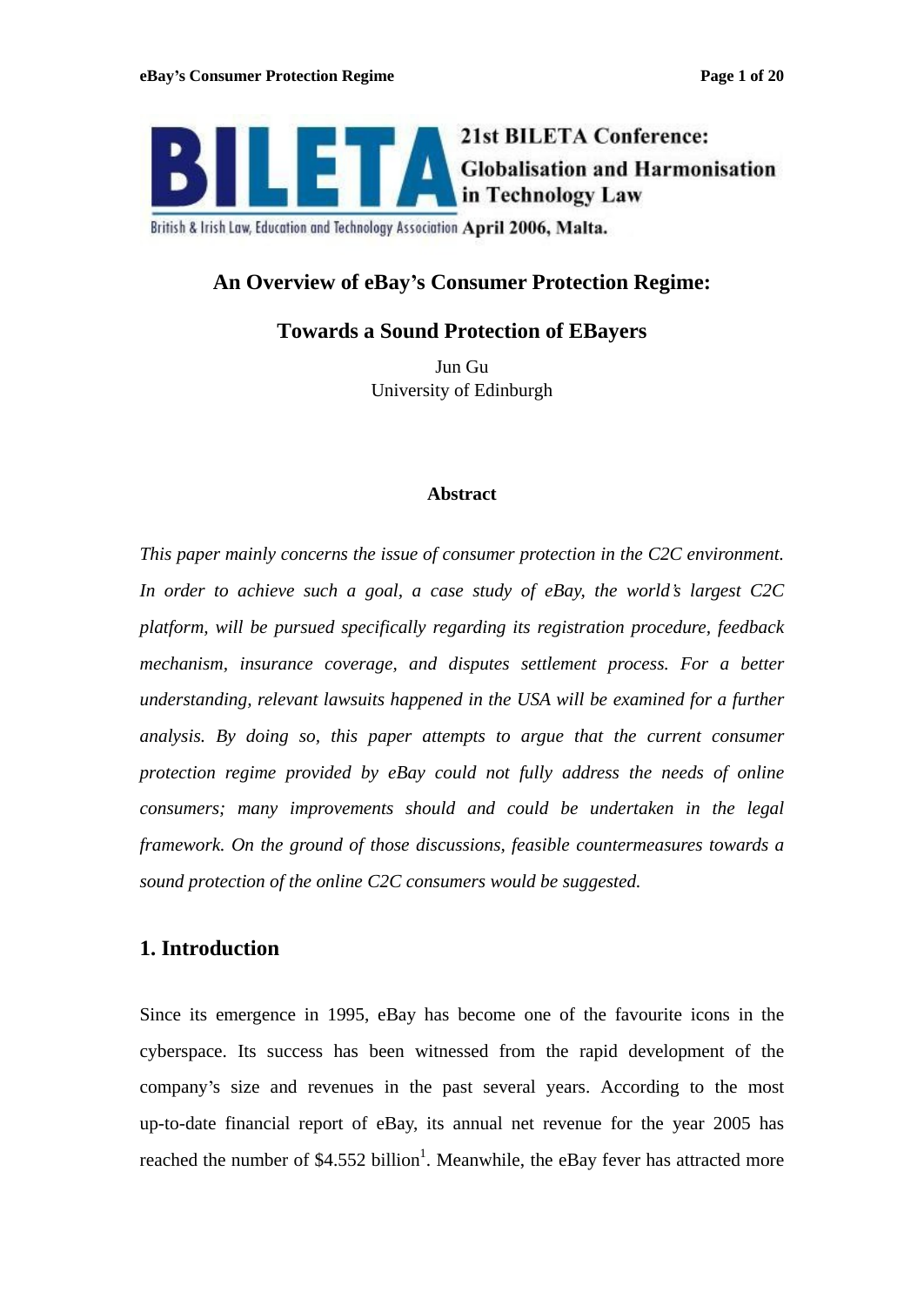21st BILETA Conference: Globalisation and Harmonisation in Technology Law

British & Irish Law, Education and Technology Association April 2006, Malta.

# An Overview of eBay's Consumer Protection Regime: Towards a Sound Protection of EBayers

Jun Gu
University of Edinburgh

### Abstract

*This paper mainly concerns the issue of consumer protection in the C2C environment. In order to achieve such a goal, a case study of eBay, the world's largest C2C platform, will be pursued specifically regarding its registration procedure, feedback mechanism, insurance coverage, and disputes settlement process. For a better understanding, relevant lawsuits happened in the USA will be examined for a further analysis. By doing so, this paper attempts to argue that the current consumer protection regime provided by eBay could not fully address the needs of online consumers; many improvements should and could be undertaken in the legal framework. On the ground of those discussions, feasible countermeasures towards a sound protection of the online C2C consumers would be suggested.*

## 1. Introduction

Since its emergence in 1995, eBay has become one of the favourite icons in the cyberspace. Its success has been witnessed from the rapid development of the company's size and revenues in the past several years. According to the most up-to-date financial report of eBay, its annual net revenue for the year 2005 has reached the number of $4.552 billion[1]. Meanwhile, the eBay fever has attracted more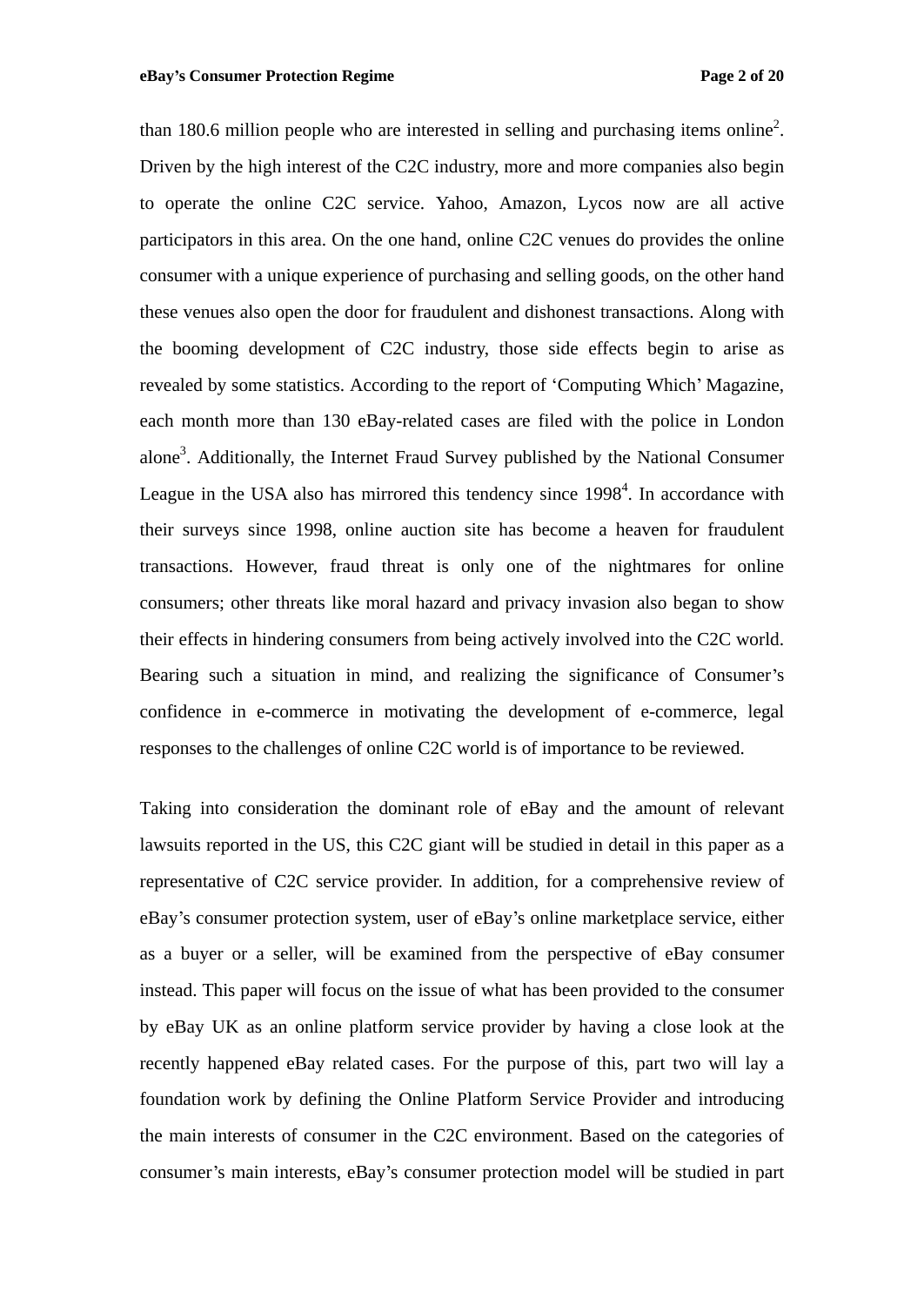than 180.6 million people who are interested in selling and purchasing items online[2]. Driven by the high interest of the C2C industry, more and more companies also begin to operate the online C2C service. Yahoo, Amazon, Lycos now are all active participators in this area. On the one hand, online C2C venues do provides the online consumer with a unique experience of purchasing and selling goods, on the other hand these venues also open the door for fraudulent and dishonest transactions. Along with the booming development of C2C industry, those side effects begin to arise as revealed by some statistics. According to the report of 'Computing Which' Magazine, each month more than 130 eBay-related cases are filed with the police in London alone[3]. Additionally, the Internet Fraud Survey published by the National Consumer League in the USA also has mirrored this tendency since 1998[4]. In accordance with their surveys since 1998, online auction site has become a heaven for fraudulent transactions. However, fraud threat is only one of the nightmares for online consumers; other threats like moral hazard and privacy invasion also began to show their effects in hindering consumers from being actively involved into the C2C world. Bearing such a situation in mind, and realizing the significance of Consumer's confidence in e-commerce in motivating the development of e-commerce, legal responses to the challenges of online C2C world is of importance to be reviewed.

Taking into consideration the dominant role of eBay and the amount of relevant lawsuits reported in the US, this C2C giant will be studied in detail in this paper as a representative of C2C service provider. In addition, for a comprehensive review of eBay's consumer protection system, user of eBay's online marketplace service, either as a buyer or a seller, will be examined from the perspective of eBay consumer instead. This paper will focus on the issue of what has been provided to the consumer by eBay UK as an online platform service provider by having a close look at the recently happened eBay related cases. For the purpose of this, part two will lay a foundation work by defining the Online Platform Service Provider and introducing the main interests of consumer in the C2C environment. Based on the categories of consumer's main interests, eBay's consumer protection model will be studied in part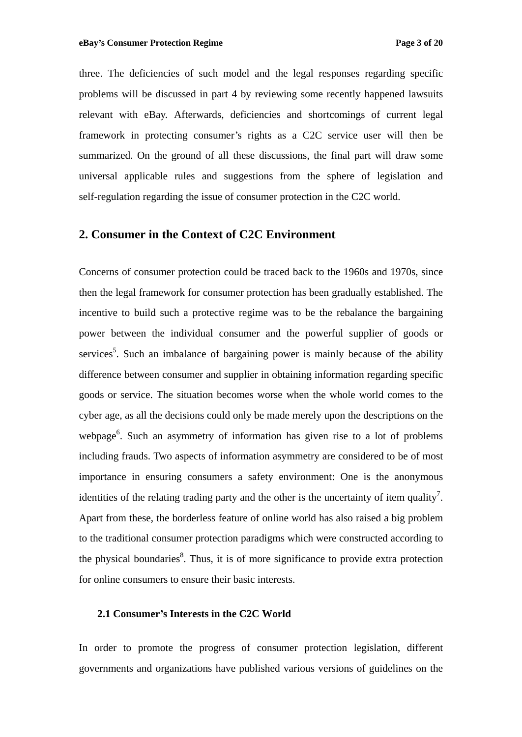three. The deficiencies of such model and the legal responses regarding specific problems will be discussed in part 4 by reviewing some recently happened lawsuits relevant with eBay. Afterwards, deficiencies and shortcomings of current legal framework in protecting consumer's rights as a C2C service user will then be summarized. On the ground of all these discussions, the final part will draw some universal applicable rules and suggestions from the sphere of legislation and self-regulation regarding the issue of consumer protection in the C2C world.

## 2. Consumer in the Context of C2C Environment

Concerns of consumer protection could be traced back to the 1960s and 1970s, since then the legal framework for consumer protection has been gradually established. The incentive to build such a protective regime was to be the rebalance the bargaining power between the individual consumer and the powerful supplier of goods or services[5]. Such an imbalance of bargaining power is mainly because of the ability difference between consumer and supplier in obtaining information regarding specific goods or service. The situation becomes worse when the whole world comes to the cyber age, as all the decisions could only be made merely upon the descriptions on the webpage[6]. Such an asymmetry of information has given rise to a lot of problems including frauds. Two aspects of information asymmetry are considered to be of most importance in ensuring consumers a safety environment: One is the anonymous identities of the relating trading party and the other is the uncertainty of item quality[7]. Apart from these, the borderless feature of online world has also raised a big problem to the traditional consumer protection paradigms which were constructed according to the physical boundaries[8]. Thus, it is of more significance to provide extra protection for online consumers to ensure their basic interests.

### 2.1 Consumer's Interests in the C2C World

In order to promote the progress of consumer protection legislation, different governments and organizations have published various versions of guidelines on the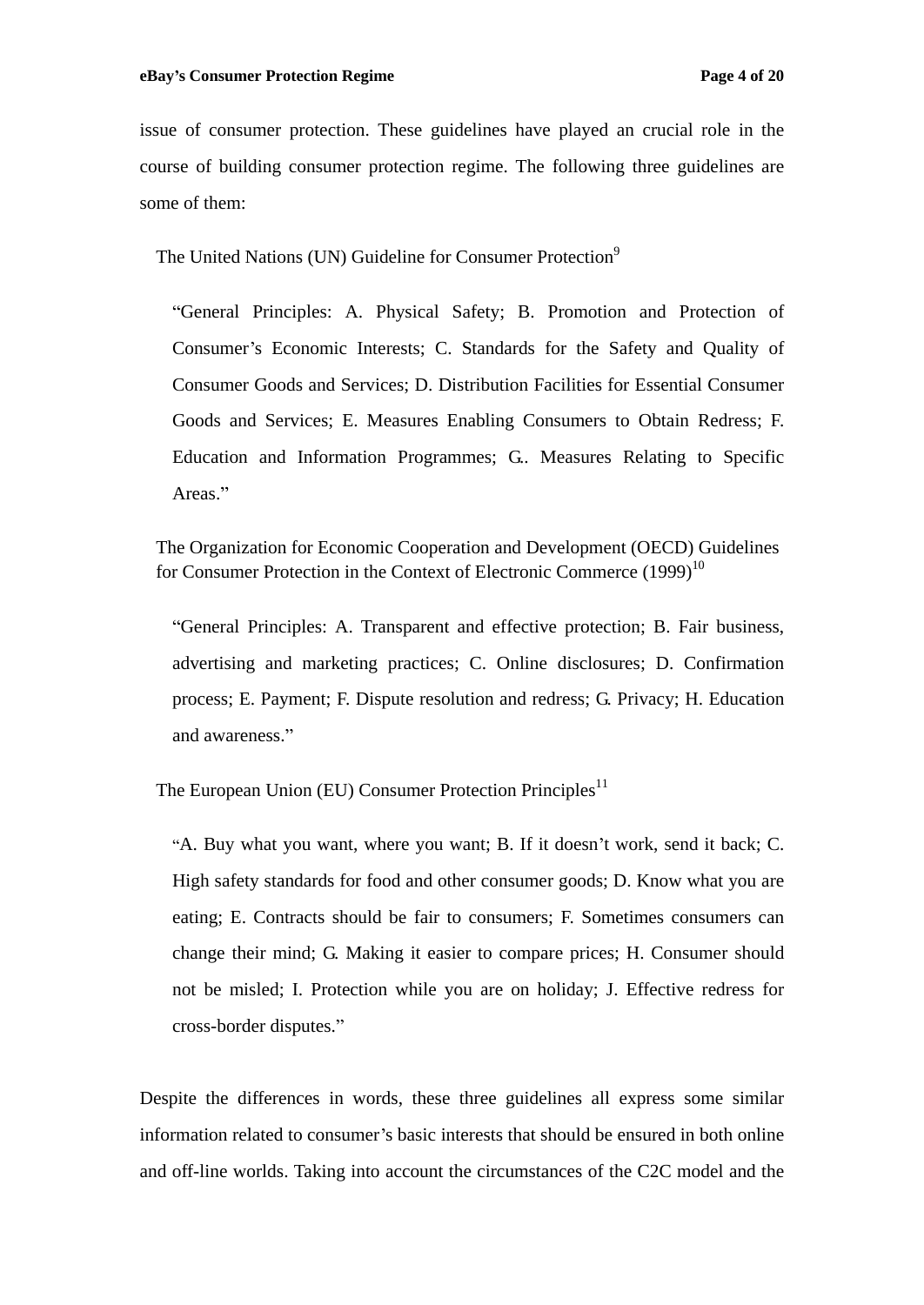issue of consumer protection. These guidelines have played an crucial role in the course of building consumer protection regime. The following three guidelines are some of them:

The United Nations (UN) Guideline for Consumer Protection[9]

> "General Principles: A. Physical Safety; B. Promotion and Protection of Consumer's Economic Interests; C. Standards for the Safety and Quality of Consumer Goods and Services; D. Distribution Facilities for Essential Consumer Goods and Services; E. Measures Enabling Consumers to Obtain Redress; F. Education and Information Programmes; G.. Measures Relating to Specific Areas."

The Organization for Economic Cooperation and Development (OECD) Guidelines for Consumer Protection in the Context of Electronic Commerce (1999)[10]

> "General Principles: A. Transparent and effective protection; B. Fair business, advertising and marketing practices; C. Online disclosures; D. Confirmation process; E. Payment; F. Dispute resolution and redress; G. Privacy; H. Education and awareness."

The European Union (EU) Consumer Protection Principles[11]

> "A. Buy what you want, where you want; B. If it doesn't work, send it back; C. High safety standards for food and other consumer goods; D. Know what you are eating; E. Contracts should be fair to consumers; F. Sometimes consumers can change their mind; G. Making it easier to compare prices; H. Consumer should not be misled; I. Protection while you are on holiday; J. Effective redress for cross-border disputes."

Despite the differences in words, these three guidelines all express some similar information related to consumer's basic interests that should be ensured in both online and off-line worlds. Taking into account the circumstances of the C2C model and the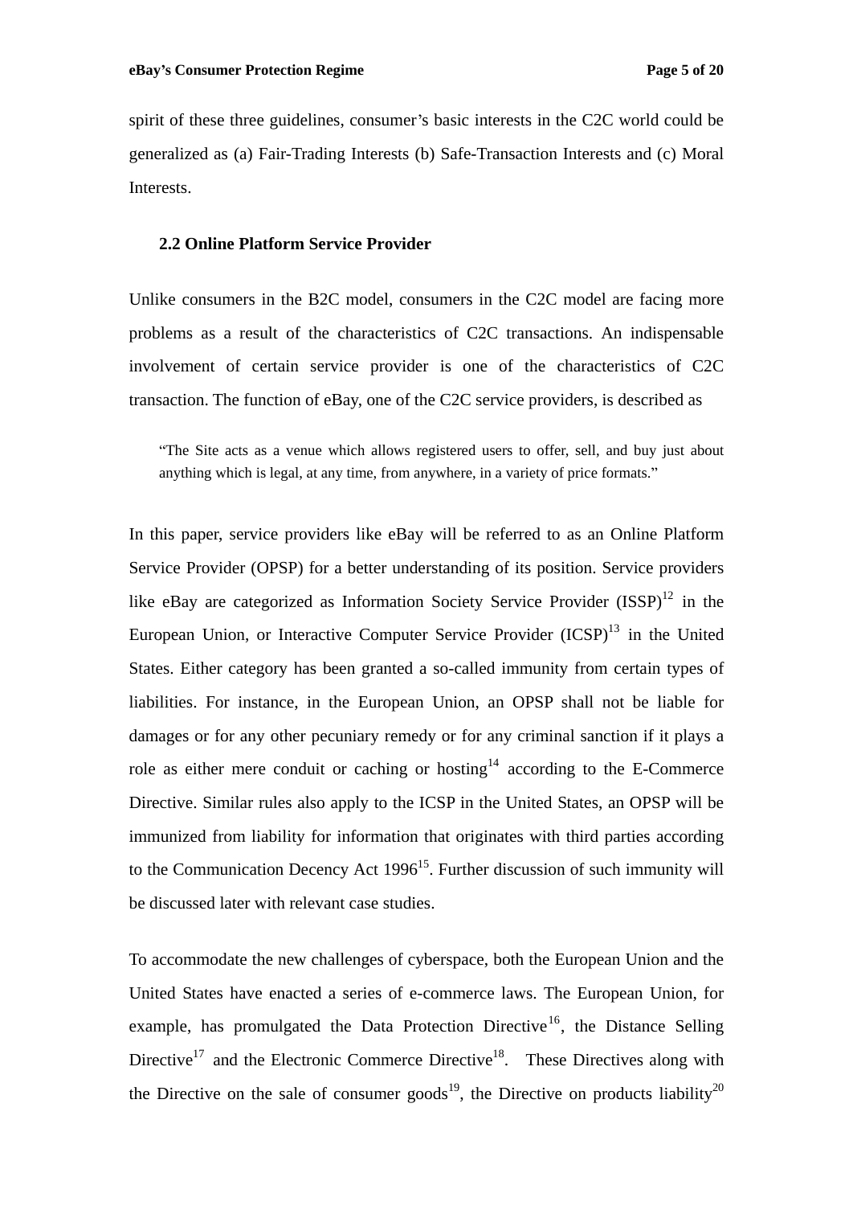spirit of these three guidelines, consumer's basic interests in the C2C world could be generalized as (a) Fair-Trading Interests (b) Safe-Transaction Interests and (c) Moral Interests.

### 2.2 Online Platform Service Provider

Unlike consumers in the B2C model, consumers in the C2C model are facing more problems as a result of the characteristics of C2C transactions. An indispensable involvement of certain service provider is one of the characteristics of C2C transaction. The function of eBay, one of the C2C service providers, is described as

> "The Site acts as a venue which allows registered users to offer, sell, and buy just about anything which is legal, at any time, from anywhere, in a variety of price formats."

In this paper, service providers like eBay will be referred to as an Online Platform Service Provider (OPSP) for a better understanding of its position. Service providers like eBay are categorized as Information Society Service Provider (ISSP)[12] in the European Union, or Interactive Computer Service Provider (ICSP)[13] in the United States. Either category has been granted a so-called immunity from certain types of liabilities. For instance, in the European Union, an OPSP shall not be liable for damages or for any other pecuniary remedy or for any criminal sanction if it plays a role as either mere conduit or caching or hosting[14] according to the E-Commerce Directive. Similar rules also apply to the ICSP in the United States, an OPSP will be immunized from liability for information that originates with third parties according to the Communication Decency Act 1996[15]. Further discussion of such immunity will be discussed later with relevant case studies.

To accommodate the new challenges of cyberspace, both the European Union and the United States have enacted a series of e-commerce laws. The European Union, for example, has promulgated the Data Protection Directive[16], the Distance Selling Directive[17] and the Electronic Commerce Directive[18]. These Directives along with the Directive on the sale of consumer goods[19], the Directive on products liability[20]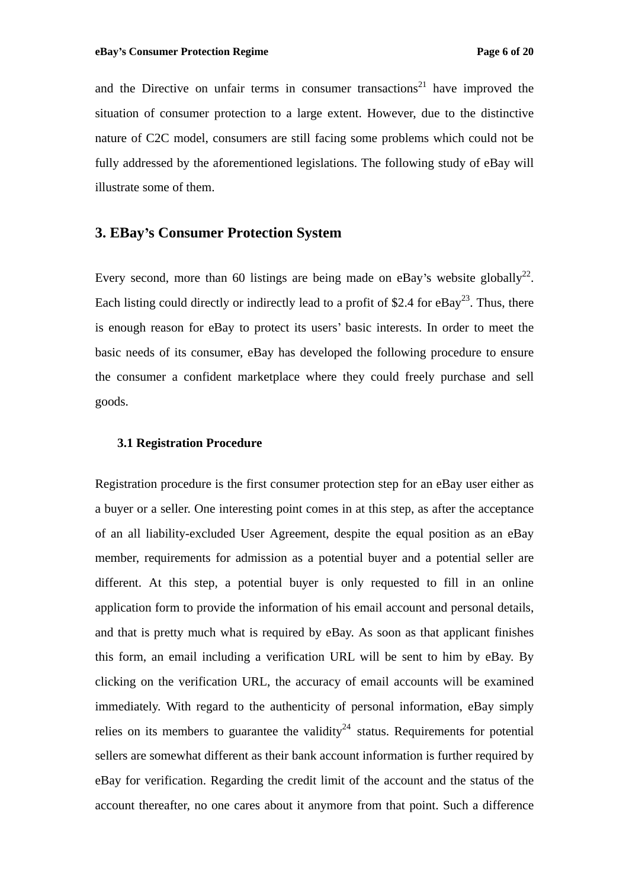and the Directive on unfair terms in consumer transactions[21] have improved the situation of consumer protection to a large extent. However, due to the distinctive nature of C2C model, consumers are still facing some problems which could not be fully addressed by the aforementioned legislations. The following study of eBay will illustrate some of them.

## 3. EBay's Consumer Protection System

Every second, more than 60 listings are being made on eBay's website globally[22]. Each listing could directly or indirectly lead to a profit of $2.4 for eBay[23]. Thus, there is enough reason for eBay to protect its users' basic interests. In order to meet the basic needs of its consumer, eBay has developed the following procedure to ensure the consumer a confident marketplace where they could freely purchase and sell goods.

### 3.1 Registration Procedure

Registration procedure is the first consumer protection step for an eBay user either as a buyer or a seller. One interesting point comes in at this step, as after the acceptance of an all liability-excluded User Agreement, despite the equal position as an eBay member, requirements for admission as a potential buyer and a potential seller are different. At this step, a potential buyer is only requested to fill in an online application form to provide the information of his email account and personal details, and that is pretty much what is required by eBay. As soon as that applicant finishes this form, an email including a verification URL will be sent to him by eBay. By clicking on the verification URL, the accuracy of email accounts will be examined immediately. With regard to the authenticity of personal information, eBay simply relies on its members to guarantee the validity[24] status. Requirements for potential sellers are somewhat different as their bank account information is further required by eBay for verification. Regarding the credit limit of the account and the status of the account thereafter, no one cares about it anymore from that point. Such a difference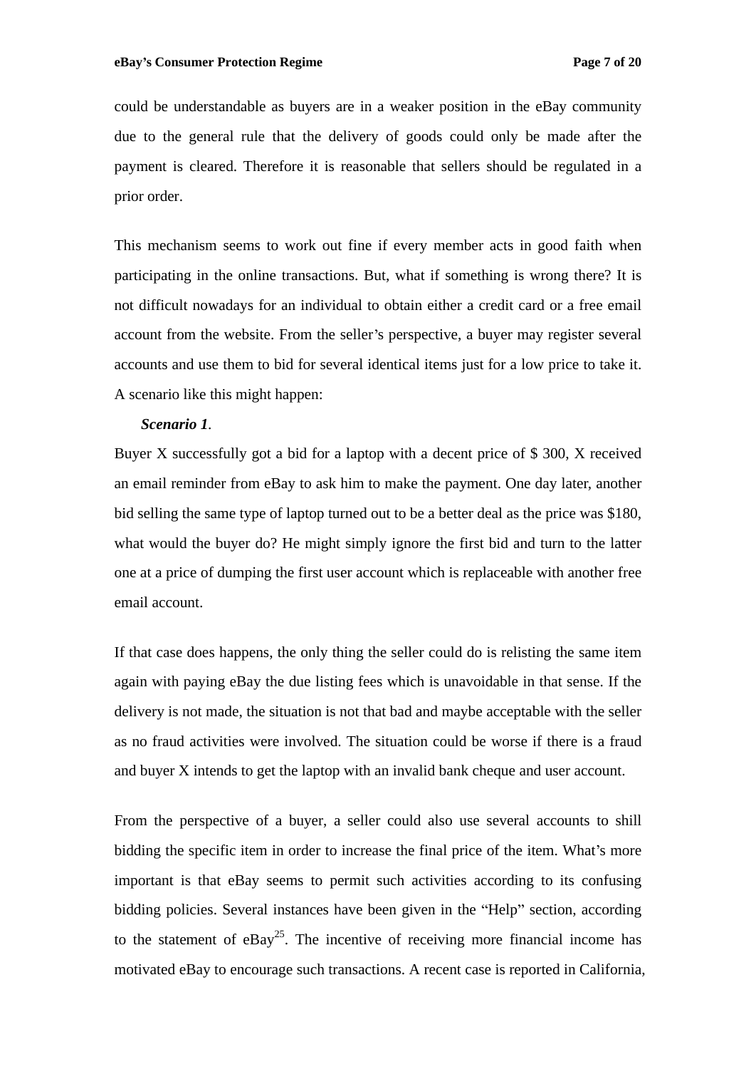could be understandable as buyers are in a weaker position in the eBay community due to the general rule that the delivery of goods could only be made after the payment is cleared. Therefore it is reasonable that sellers should be regulated in a prior order.

This mechanism seems to work out fine if every member acts in good faith when participating in the online transactions. But, what if something is wrong there? It is not difficult nowadays for an individual to obtain either a credit card or a free email account from the website. From the seller's perspective, a buyer may register several accounts and use them to bid for several identical items just for a low price to take it. A scenario like this might happen:

***Scenario 1***.

Buyer X successfully got a bid for a laptop with a decent price of $ 300, X received an email reminder from eBay to ask him to make the payment. One day later, another bid selling the same type of laptop turned out to be a better deal as the price was $180, what would the buyer do? He might simply ignore the first bid and turn to the latter one at a price of dumping the first user account which is replaceable with another free email account.

If that case does happens, the only thing the seller could do is relisting the same item again with paying eBay the due listing fees which is unavoidable in that sense. If the delivery is not made, the situation is not that bad and maybe acceptable with the seller as no fraud activities were involved. The situation could be worse if there is a fraud and buyer X intends to get the laptop with an invalid bank cheque and user account.

From the perspective of a buyer, a seller could also use several accounts to shill bidding the specific item in order to increase the final price of the item. What's more important is that eBay seems to permit such activities according to its confusing bidding policies. Several instances have been given in the "Help" section, according to the statement of eBay[25]. The incentive of receiving more financial income has motivated eBay to encourage such transactions. A recent case is reported in California,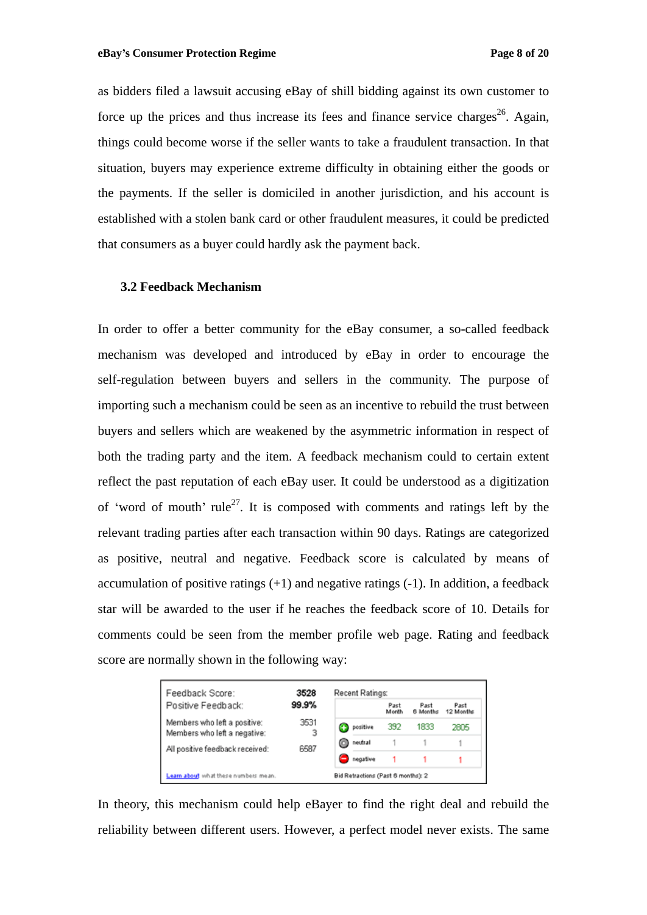as bidders filed a lawsuit accusing eBay of shill bidding against its own customer to force up the prices and thus increase its fees and finance service charges[26]. Again, things could become worse if the seller wants to take a fraudulent transaction. In that situation, buyers may experience extreme difficulty in obtaining either the goods or the payments. If the seller is domiciled in another jurisdiction, and his account is established with a stolen bank card or other fraudulent measures, it could be predicted that consumers as a buyer could hardly ask the payment back.

### 3.2 Feedback Mechanism

In order to offer a better community for the eBay consumer, a so-called feedback mechanism was developed and introduced by eBay in order to encourage the self-regulation between buyers and sellers in the community. The purpose of importing such a mechanism could be seen as an incentive to rebuild the trust between buyers and sellers which are weakened by the asymmetric information in respect of both the trading party and the item. A feedback mechanism could to certain extent reflect the past reputation of each eBay user. It could be understood as a digitization of 'word of mouth' rule[27]. It is composed with comments and ratings left by the relevant trading parties after each transaction within 90 days. Ratings are categorized as positive, neutral and negative. Feedback score is calculated by means of accumulation of positive ratings (+1) and negative ratings (-1). In addition, a feedback star will be awarded to the user if he reaches the feedback score of 10. Details for comments could be seen from the member profile web page. Rating and feedback score are normally shown in the following way:

| Feedback Score: | 3528 |
|---|---|
| Positive Feedback: | 99.9% |
| Members who left a positive: | 3531 |
| Members who left a negative: | 3 |
| All positive feedback received: | 6587 |

Learn about what these numbers mean.

Recent Ratings:

| | Past Month | Past 6 Months | Past 12 Months |
|---|---|---|---|
| positive | 392 | 1833 | 2805 |
| neutral | 1 | 1 | 1 |
| negative | 1 | 1 | 1 |

Bid Retractions (Past 6 months): 2

In theory, this mechanism could help eBayer to find the right deal and rebuild the reliability between different users. However, a perfect model never exists. The same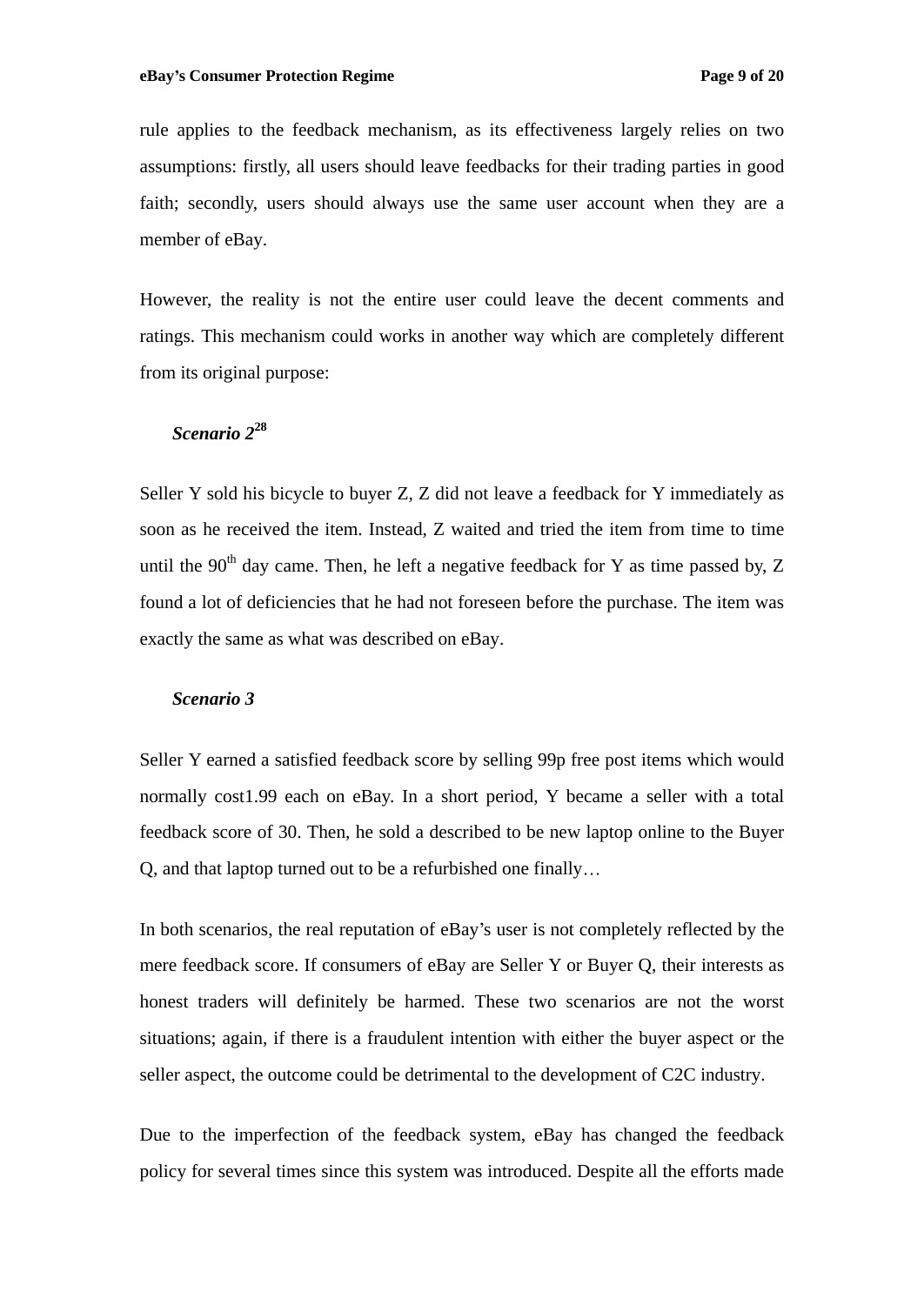rule applies to the feedback mechanism, as its effectiveness largely relies on two assumptions: firstly, all users should leave feedbacks for their trading parties in good faith; secondly, users should always use the same user account when they are a member of eBay.

However, the reality is not the entire user could leave the decent comments and ratings. This mechanism could works in another way which are completely different from its original purpose:

***Scenario 2***[28]

Seller Y sold his bicycle to buyer Z, Z did not leave a feedback for Y immediately as soon as he received the item. Instead, Z waited and tried the item from time to time until the 90th day came. Then, he left a negative feedback for Y as time passed by, Z found a lot of deficiencies that he had not foreseen before the purchase. The item was exactly the same as what was described on eBay.

***Scenario 3***

Seller Y earned a satisfied feedback score by selling 99p free post items which would normally cost1.99 each on eBay. In a short period, Y became a seller with a total feedback score of 30. Then, he sold a described to be new laptop online to the Buyer Q, and that laptop turned out to be a refurbished one finally…

In both scenarios, the real reputation of eBay's user is not completely reflected by the mere feedback score. If consumers of eBay are Seller Y or Buyer Q, their interests as honest traders will definitely be harmed. These two scenarios are not the worst situations; again, if there is a fraudulent intention with either the buyer aspect or the seller aspect, the outcome could be detrimental to the development of C2C industry.

Due to the imperfection of the feedback system, eBay has changed the feedback policy for several times since this system was introduced. Despite all the efforts made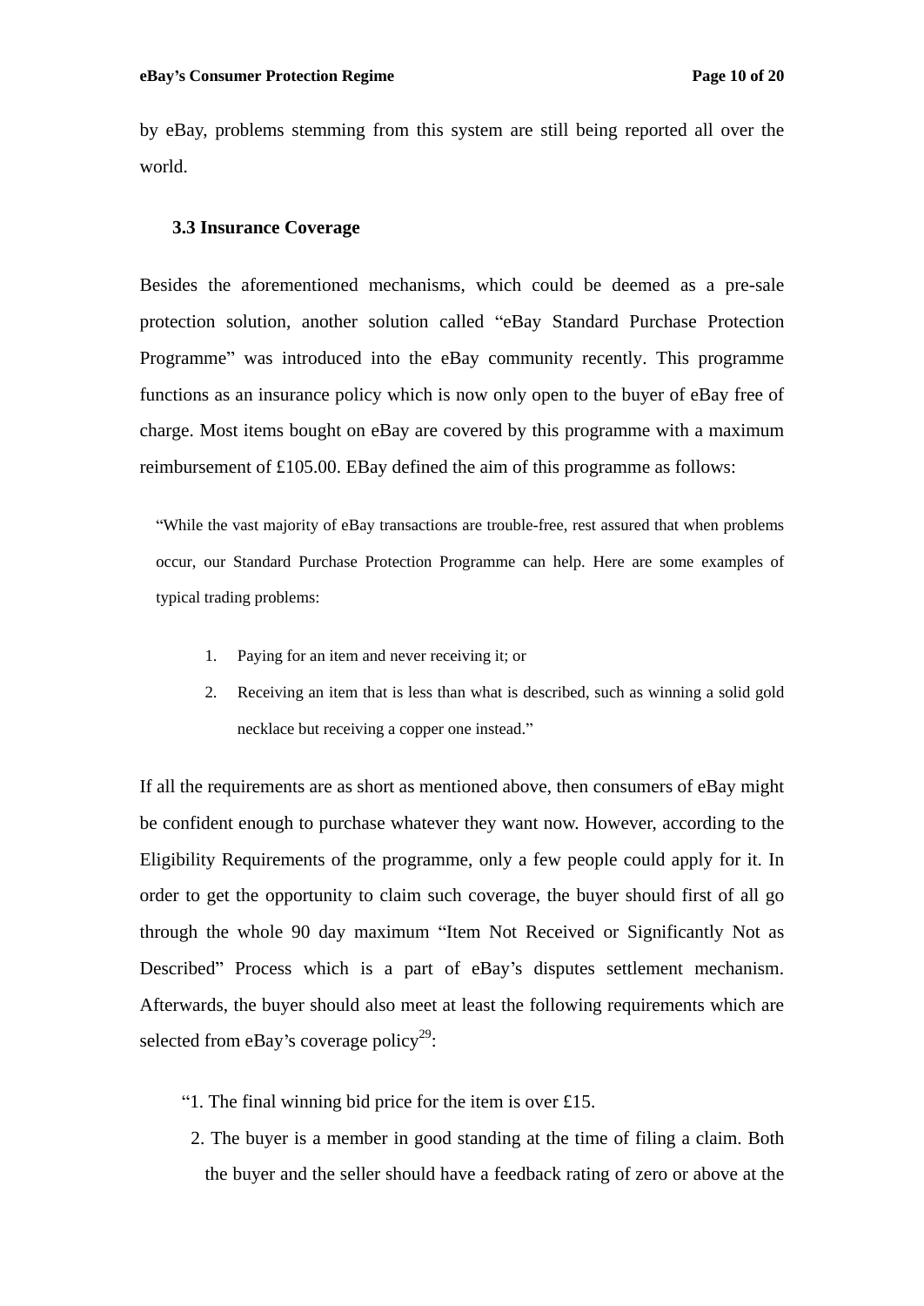by eBay, problems stemming from this system are still being reported all over the world.

### 3.3 Insurance Coverage

Besides the aforementioned mechanisms, which could be deemed as a pre-sale protection solution, another solution called "eBay Standard Purchase Protection Programme" was introduced into the eBay community recently. This programme functions as an insurance policy which is now only open to the buyer of eBay free of charge. Most items bought on eBay are covered by this programme with a maximum reimbursement of £105.00. EBay defined the aim of this programme as follows:

> "While the vast majority of eBay transactions are trouble-free, rest assured that when problems occur, our Standard Purchase Protection Programme can help. Here are some examples of typical trading problems:
>
> 1. Paying for an item and never receiving it; or
> 2. Receiving an item that is less than what is described, such as winning a solid gold necklace but receiving a copper one instead."

If all the requirements are as short as mentioned above, then consumers of eBay might be confident enough to purchase whatever they want now. However, according to the Eligibility Requirements of the programme, only a few people could apply for it. In order to get the opportunity to claim such coverage, the buyer should first of all go through the whole 90 day maximum "Item Not Received or Significantly Not as Described" Process which is a part of eBay's disputes settlement mechanism. Afterwards, the buyer should also meet at least the following requirements which are selected from eBay's coverage policy[29]:

"1. The final winning bid price for the item is over £15.

2. The buyer is a member in good standing at the time of filing a claim. Both the buyer and the seller should have a feedback rating of zero or above at the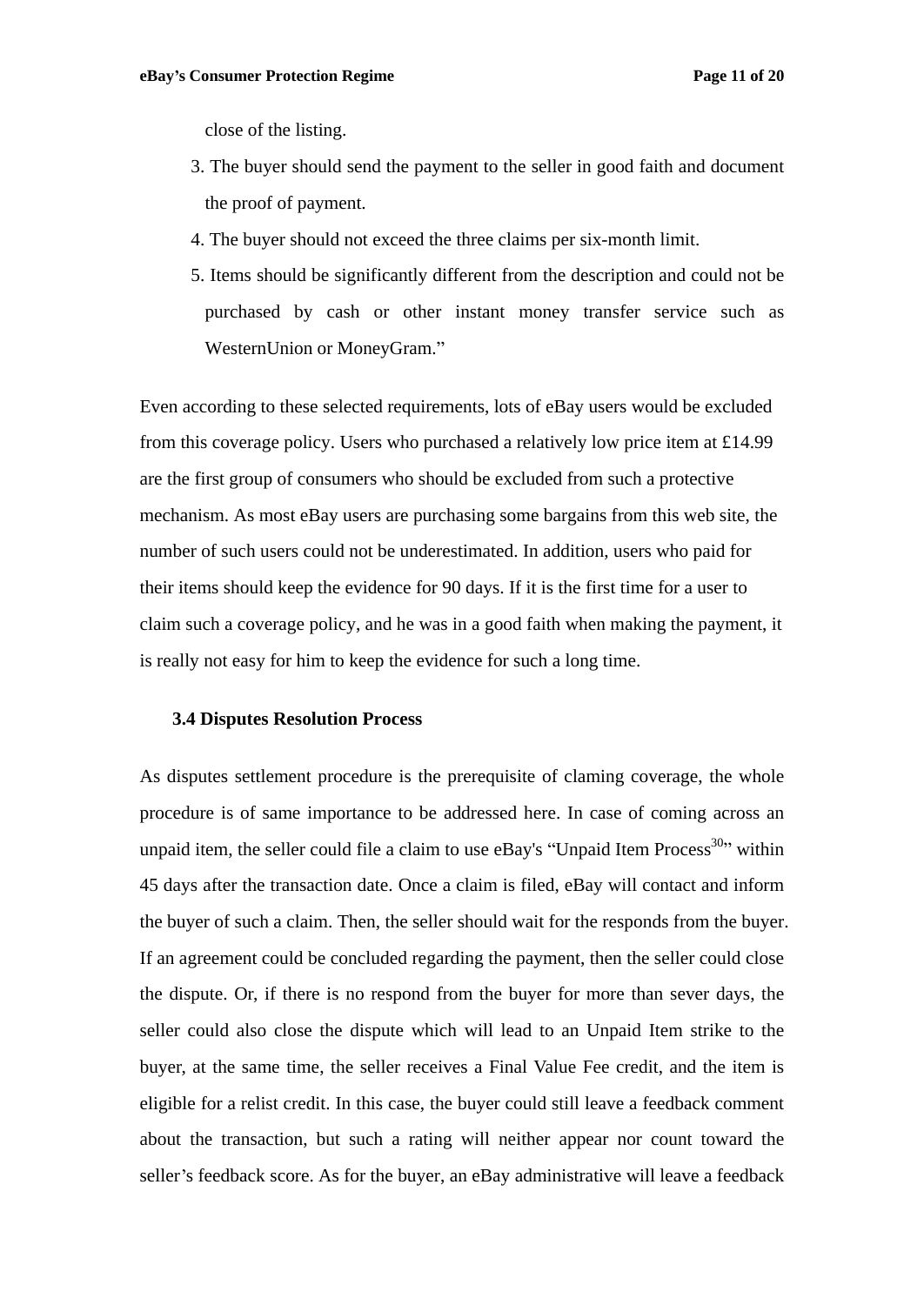close of the listing.

3. The buyer should send the payment to the seller in good faith and document the proof of payment.
4. The buyer should not exceed the three claims per six-month limit.
5. Items should be significantly different from the description and could not be purchased by cash or other instant money transfer service such as WesternUnion or MoneyGram."

Even according to these selected requirements, lots of eBay users would be excluded from this coverage policy. Users who purchased a relatively low price item at £14.99 are the first group of consumers who should be excluded from such a protective mechanism. As most eBay users are purchasing some bargains from this web site, the number of such users could not be underestimated. In addition, users who paid for their items should keep the evidence for 90 days. If it is the first time for a user to claim such a coverage policy, and he was in a good faith when making the payment, it is really not easy for him to keep the evidence for such a long time.

### 3.4 Disputes Resolution Process

As disputes settlement procedure is the prerequisite of claming coverage, the whole procedure is of same importance to be addressed here. In case of coming across an unpaid item, the seller could file a claim to use eBay's "Unpaid Item Process[30]" within 45 days after the transaction date. Once a claim is filed, eBay will contact and inform the buyer of such a claim. Then, the seller should wait for the responds from the buyer. If an agreement could be concluded regarding the payment, then the seller could close the dispute. Or, if there is no respond from the buyer for more than sever days, the seller could also close the dispute which will lead to an Unpaid Item strike to the buyer, at the same time, the seller receives a Final Value Fee credit, and the item is eligible for a relist credit. In this case, the buyer could still leave a feedback comment about the transaction, but such a rating will neither appear nor count toward the seller's feedback score. As for the buyer, an eBay administrative will leave a feedback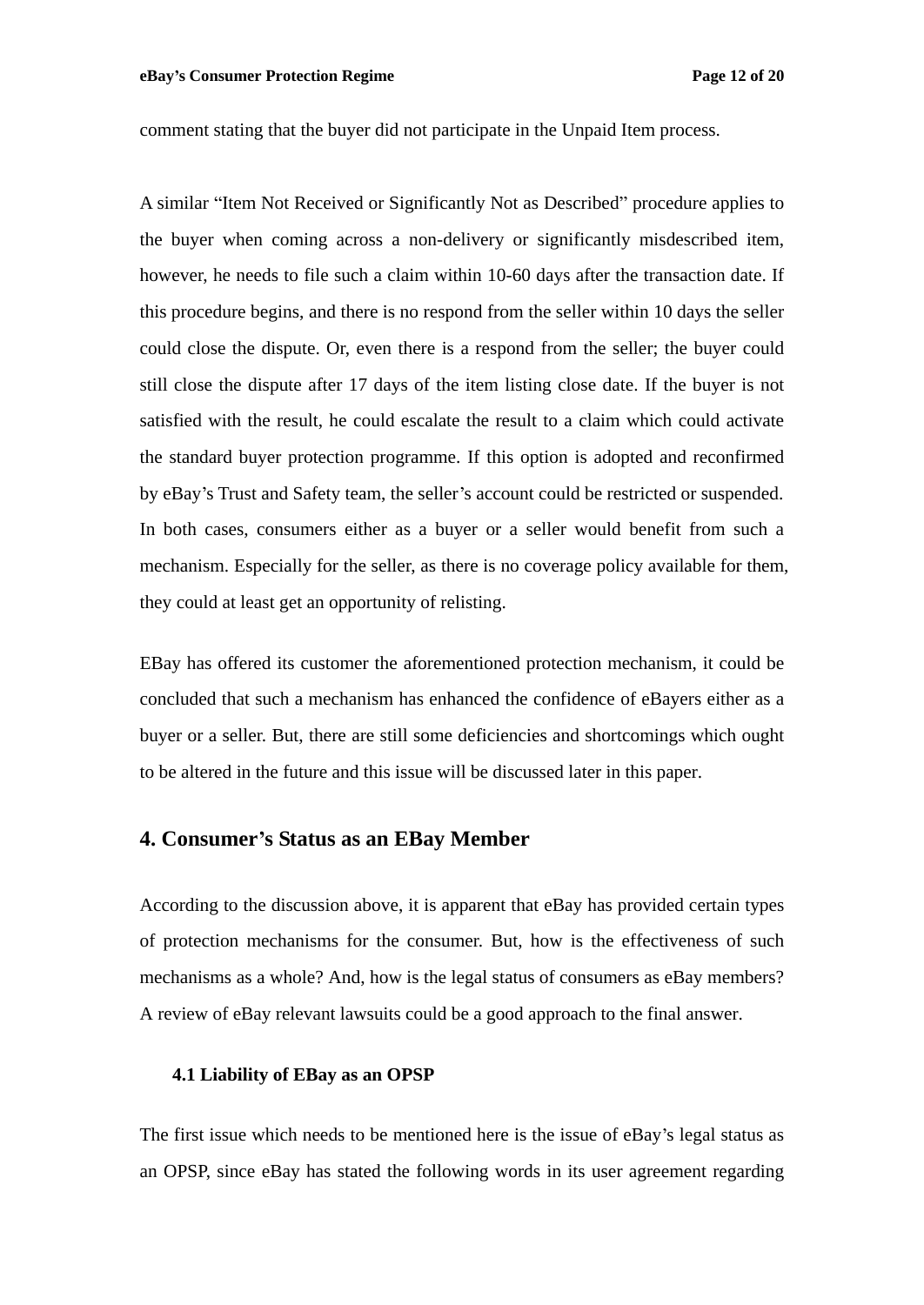comment stating that the buyer did not participate in the Unpaid Item process.

A similar "Item Not Received or Significantly Not as Described" procedure applies to the buyer when coming across a non-delivery or significantly misdescribed item, however, he needs to file such a claim within 10-60 days after the transaction date. If this procedure begins, and there is no respond from the seller within 10 days the seller could close the dispute. Or, even there is a respond from the seller; the buyer could still close the dispute after 17 days of the item listing close date. If the buyer is not satisfied with the result, he could escalate the result to a claim which could activate the standard buyer protection programme. If this option is adopted and reconfirmed by eBay's Trust and Safety team, the seller's account could be restricted or suspended. In both cases, consumers either as a buyer or a seller would benefit from such a mechanism. Especially for the seller, as there is no coverage policy available for them, they could at least get an opportunity of relisting.

EBay has offered its customer the aforementioned protection mechanism, it could be concluded that such a mechanism has enhanced the confidence of eBayers either as a buyer or a seller. But, there are still some deficiencies and shortcomings which ought to be altered in the future and this issue will be discussed later in this paper.

## 4. Consumer's Status as an EBay Member

According to the discussion above, it is apparent that eBay has provided certain types of protection mechanisms for the consumer. But, how is the effectiveness of such mechanisms as a whole? And, how is the legal status of consumers as eBay members? A review of eBay relevant lawsuits could be a good approach to the final answer.

### 4.1 Liability of EBay as an OPSP

The first issue which needs to be mentioned here is the issue of eBay's legal status as an OPSP, since eBay has stated the following words in its user agreement regarding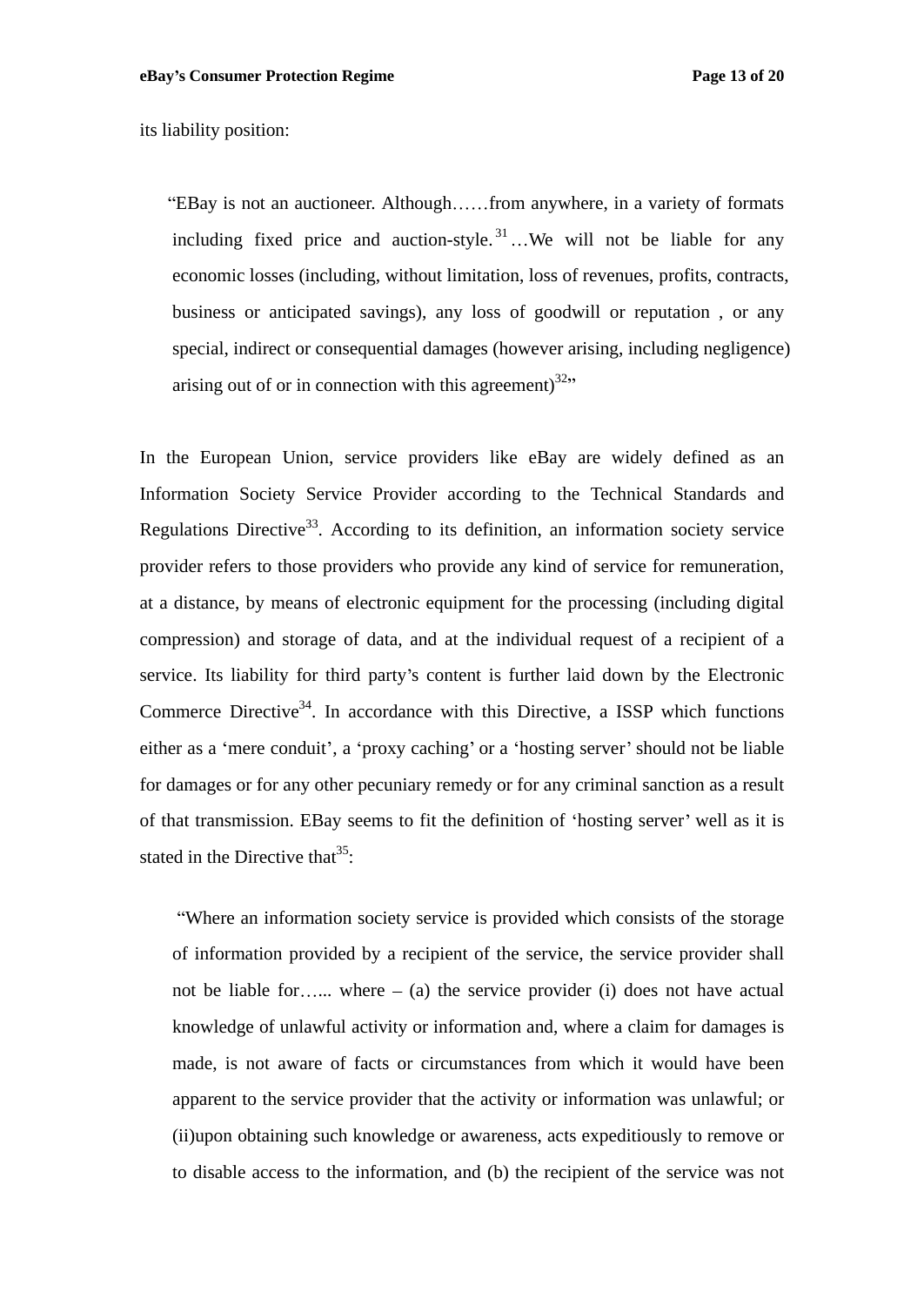its liability position:

> "EBay is not an auctioneer. Although……from anywhere, in a variety of formats including fixed price and auction-style.[31]…We will not be liable for any economic losses (including, without limitation, loss of revenues, profits, contracts, business or anticipated savings), any loss of goodwill or reputation , or any special, indirect or consequential damages (however arising, including negligence) arising out of or in connection with this agreement)[32]"

In the European Union, service providers like eBay are widely defined as an Information Society Service Provider according to the Technical Standards and Regulations Directive[33]. According to its definition, an information society service provider refers to those providers who provide any kind of service for remuneration, at a distance, by means of electronic equipment for the processing (including digital compression) and storage of data, and at the individual request of a recipient of a service. Its liability for third party's content is further laid down by the Electronic Commerce Directive[34]. In accordance with this Directive, a ISSP which functions either as a 'mere conduit', a 'proxy caching' or a 'hosting server' should not be liable for damages or for any other pecuniary remedy or for any criminal sanction as a result of that transmission. EBay seems to fit the definition of 'hosting server' well as it is stated in the Directive that[35]:

> "Where an information society service is provided which consists of the storage of information provided by a recipient of the service, the service provider shall not be liable for…... where – (a) the service provider (i) does not have actual knowledge of unlawful activity or information and, where a claim for damages is made, is not aware of facts or circumstances from which it would have been apparent to the service provider that the activity or information was unlawful; or (ii)upon obtaining such knowledge or awareness, acts expeditiously to remove or to disable access to the information, and (b) the recipient of the service was not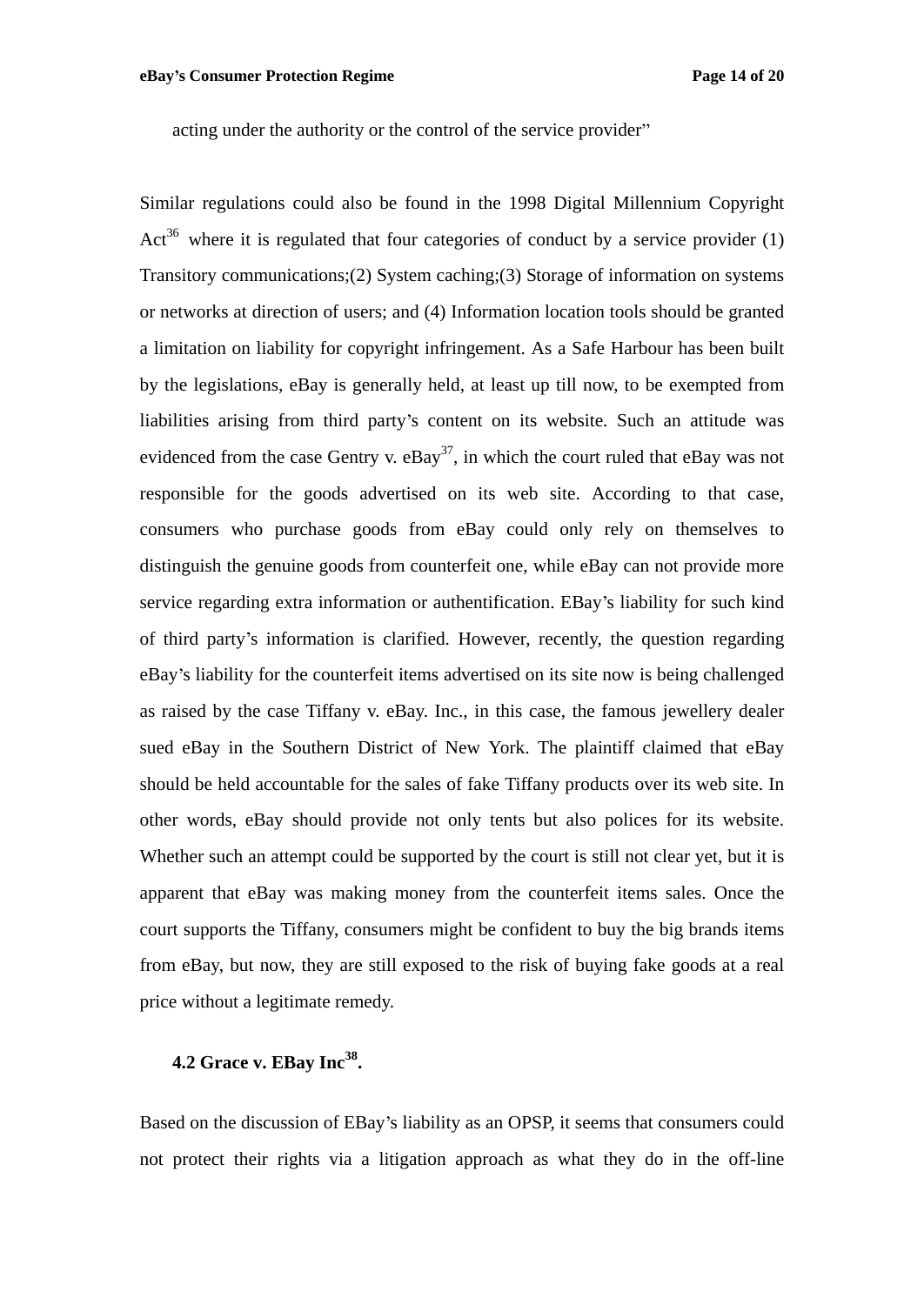acting under the authority or the control of the service provider"

Similar regulations could also be found in the 1998 Digital Millennium Copyright Act[36] where it is regulated that four categories of conduct by a service provider (1) Transitory communications;(2) System caching;(3) Storage of information on systems or networks at direction of users; and (4) Information location tools should be granted a limitation on liability for copyright infringement. As a Safe Harbour has been built by the legislations, eBay is generally held, at least up till now, to be exempted from liabilities arising from third party's content on its website. Such an attitude was evidenced from the case Gentry v. eBay[37], in which the court ruled that eBay was not responsible for the goods advertised on its web site. According to that case, consumers who purchase goods from eBay could only rely on themselves to distinguish the genuine goods from counterfeit one, while eBay can not provide more service regarding extra information or authentification. EBay's liability for such kind of third party's information is clarified. However, recently, the question regarding eBay's liability for the counterfeit items advertised on its site now is being challenged as raised by the case Tiffany v. eBay. Inc., in this case, the famous jewellery dealer sued eBay in the Southern District of New York. The plaintiff claimed that eBay should be held accountable for the sales of fake Tiffany products over its web site. In other words, eBay should provide not only tents but also polices for its website. Whether such an attempt could be supported by the court is still not clear yet, but it is apparent that eBay was making money from the counterfeit items sales. Once the court supports the Tiffany, consumers might be confident to buy the big brands items from eBay, but now, they are still exposed to the risk of buying fake goods at a real price without a legitimate remedy.

### 4.2 Grace v. EBay Inc[38].

Based on the discussion of EBay's liability as an OPSP, it seems that consumers could not protect their rights via a litigation approach as what they do in the off-line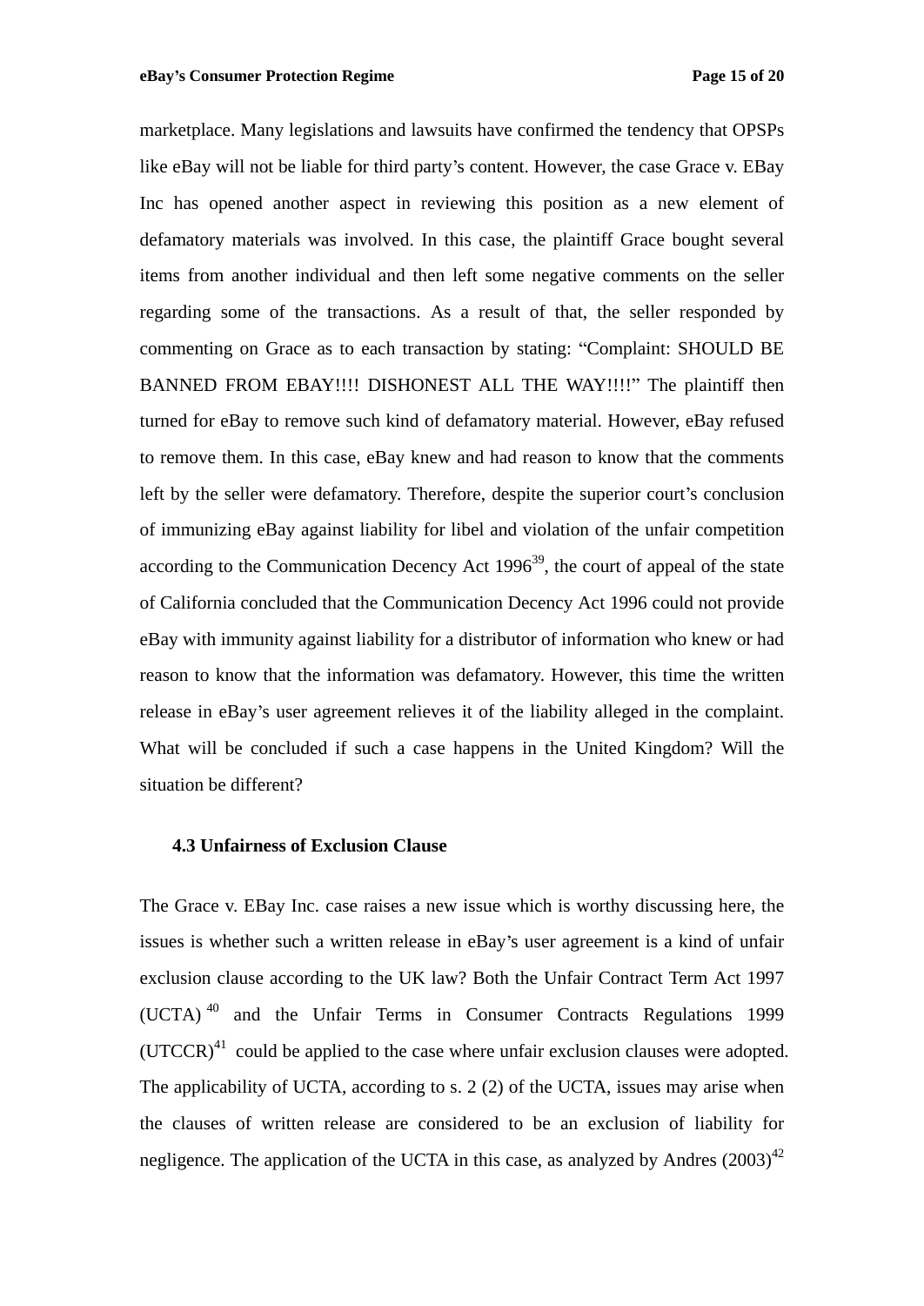marketplace. Many legislations and lawsuits have confirmed the tendency that OPSPs like eBay will not be liable for third party's content. However, the case Grace v. EBay Inc has opened another aspect in reviewing this position as a new element of defamatory materials was involved. In this case, the plaintiff Grace bought several items from another individual and then left some negative comments on the seller regarding some of the transactions. As a result of that, the seller responded by commenting on Grace as to each transaction by stating: "Complaint: SHOULD BE BANNED FROM EBAY!!!! DISHONEST ALL THE WAY!!!!" The plaintiff then turned for eBay to remove such kind of defamatory material. However, eBay refused to remove them. In this case, eBay knew and had reason to know that the comments left by the seller were defamatory. Therefore, despite the superior court's conclusion of immunizing eBay against liability for libel and violation of the unfair competition according to the Communication Decency Act 1996[39], the court of appeal of the state of California concluded that the Communication Decency Act 1996 could not provide eBay with immunity against liability for a distributor of information who knew or had reason to know that the information was defamatory. However, this time the written release in eBay's user agreement relieves it of the liability alleged in the complaint. What will be concluded if such a case happens in the United Kingdom? Will the situation be different?

### 4.3 Unfairness of Exclusion Clause

The Grace v. EBay Inc. case raises a new issue which is worthy discussing here, the issues is whether such a written release in eBay's user agreement is a kind of unfair exclusion clause according to the UK law? Both the Unfair Contract Term Act 1997 (UCTA)[40] and the Unfair Terms in Consumer Contracts Regulations 1999 (UTCCR)[41] could be applied to the case where unfair exclusion clauses were adopted. The applicability of UCTA, according to s. 2 (2) of the UCTA, issues may arise when the clauses of written release are considered to be an exclusion of liability for negligence. The application of the UCTA in this case, as analyzed by Andres (2003)[42]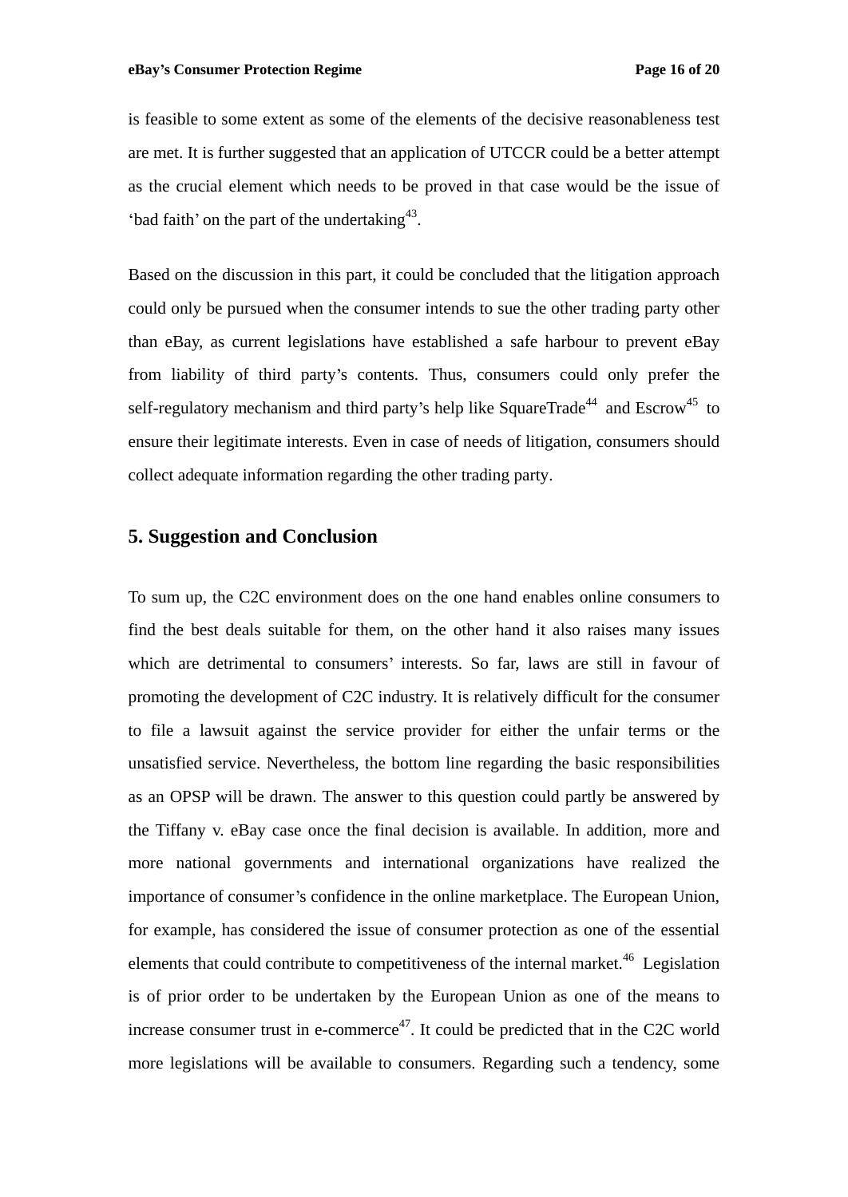is feasible to some extent as some of the elements of the decisive reasonableness test are met. It is further suggested that an application of UTCCR could be a better attempt as the crucial element which needs to be proved in that case would be the issue of 'bad faith' on the part of the undertaking[43].

Based on the discussion in this part, it could be concluded that the litigation approach could only be pursued when the consumer intends to sue the other trading party other than eBay, as current legislations have established a safe harbour to prevent eBay from liability of third party's contents. Thus, consumers could only prefer the self-regulatory mechanism and third party's help like SquareTrade[44] and Escrow[45] to ensure their legitimate interests. Even in case of needs of litigation, consumers should collect adequate information regarding the other trading party.

## 5. Suggestion and Conclusion

To sum up, the C2C environment does on the one hand enables online consumers to find the best deals suitable for them, on the other hand it also raises many issues which are detrimental to consumers' interests. So far, laws are still in favour of promoting the development of C2C industry. It is relatively difficult for the consumer to file a lawsuit against the service provider for either the unfair terms or the unsatisfied service. Nevertheless, the bottom line regarding the basic responsibilities as an OPSP will be drawn. The answer to this question could partly be answered by the Tiffany v. eBay case once the final decision is available. In addition, more and more national governments and international organizations have realized the importance of consumer's confidence in the online marketplace. The European Union, for example, has considered the issue of consumer protection as one of the essential elements that could contribute to competitiveness of the internal market.[46] Legislation is of prior order to be undertaken by the European Union as one of the means to increase consumer trust in e-commerce[47]. It could be predicted that in the C2C world more legislations will be available to consumers. Regarding such a tendency, some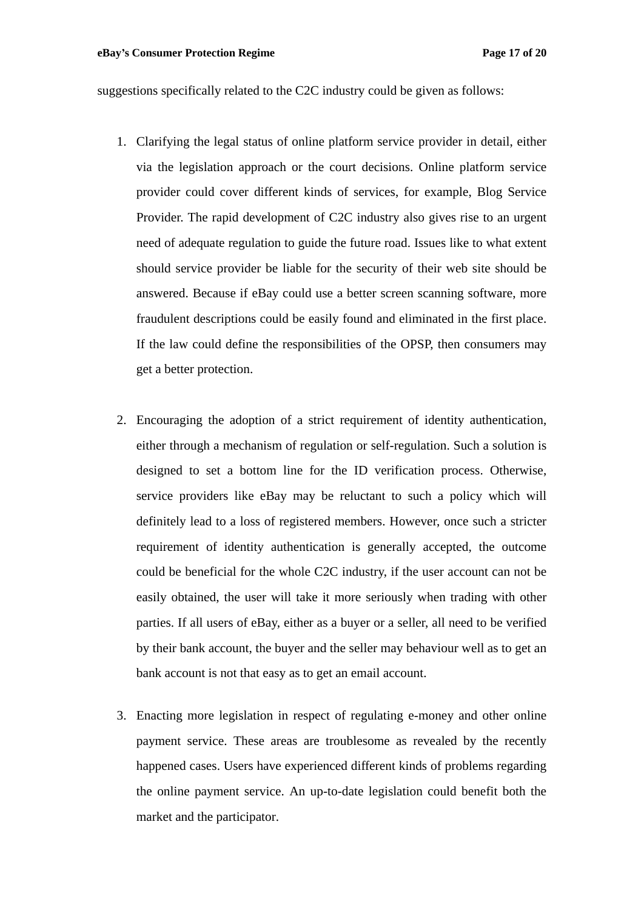suggestions specifically related to the C2C industry could be given as follows:

1. Clarifying the legal status of online platform service provider in detail, either via the legislation approach or the court decisions. Online platform service provider could cover different kinds of services, for example, Blog Service Provider. The rapid development of C2C industry also gives rise to an urgent need of adequate regulation to guide the future road. Issues like to what extent should service provider be liable for the security of their web site should be answered. Because if eBay could use a better screen scanning software, more fraudulent descriptions could be easily found and eliminated in the first place. If the law could define the responsibilities of the OPSP, then consumers may get a better protection.

2. Encouraging the adoption of a strict requirement of identity authentication, either through a mechanism of regulation or self-regulation. Such a solution is designed to set a bottom line for the ID verification process. Otherwise, service providers like eBay may be reluctant to such a policy which will definitely lead to a loss of registered members. However, once such a stricter requirement of identity authentication is generally accepted, the outcome could be beneficial for the whole C2C industry, if the user account can not be easily obtained, the user will take it more seriously when trading with other parties. If all users of eBay, either as a buyer or a seller, all need to be verified by their bank account, the buyer and the seller may behaviour well as to get an bank account is not that easy as to get an email account.

3. Enacting more legislation in respect of regulating e-money and other online payment service. These areas are troublesome as revealed by the recently happened cases. Users have experienced different kinds of problems regarding the online payment service. An up-to-date legislation could benefit both the market and the participator.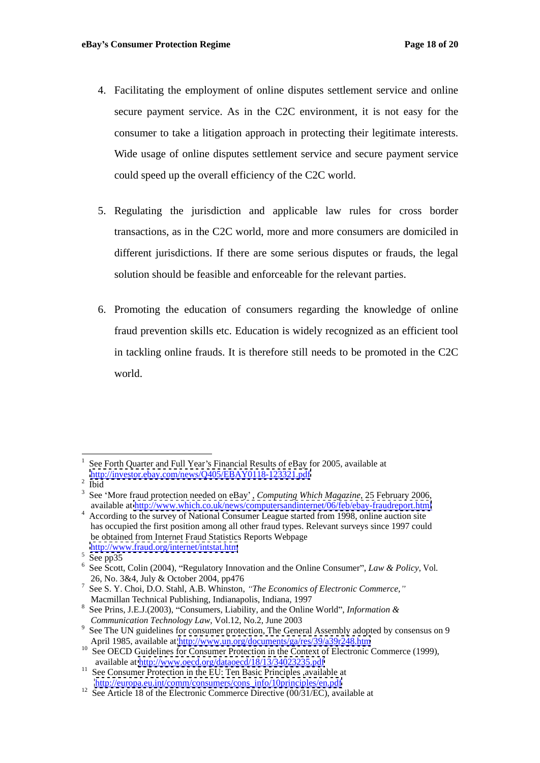4. Facilitating the employment of online disputes settlement service and online secure payment service. As in the C2C environment, it is not easy for the consumer to take a litigation approach in protecting their legitimate interests. Wide usage of online disputes settlement service and secure payment service could speed up the overall efficiency of the C2C world.

5. Regulating the jurisdiction and applicable law rules for cross border transactions, as in the C2C world, more and more consumers are domiciled in different jurisdictions. If there are some serious disputes or frauds, the legal solution should be feasible and enforceable for the relevant parties.

6. Promoting the education of consumers regarding the knowledge of online fraud prevention skills etc. Education is widely recognized as an efficient tool in tackling online frauds. It is therefore still needs to be promoted in the C2C world.

---

[1] See Forth Quarter and Full Year's Financial Results of eBay for 2005, available at http://investor.ebay.com/news/Q405/EBAY0118-123321.pdf

[2] Ibid

[3] See 'More fraud protection needed on eBay' , *Computing Which Magazine*, 25 February 2006, available at http://www.which.co.uk/news/computersandinternet/06/feb/ebay-fraudreport.html

[4] According to the survey of National Consumer League started from 1998, online auction site has occupied the first position among all other fraud types. Relevant surveys since 1997 could be obtained from Internet Fraud Statistics Reports Webpage http://www.fraud.org/internet/intstat.htm

[5] See pp35

[6] See Scott, Colin (2004), "Regulatory Innovation and the Online Consumer", *Law & Policy*, Vol. 26, No. 3&4, July & October 2004, pp476

[7] See S. Y. Choi, D.O. Stahl, A.B. Whinston, *"The Economics of Electronic Commerce,"* Macmillan Technical Publishing, Indianapolis, Indiana, 1997

[8] See Prins, J.E.J.(2003), "Consumers, Liability, and the Online World", *Information & Communication Technology Law*, Vol.12, No.2, June 2003

[9] See The UN guidelines for consumer protection, The General Assembly adopted by consensus on 9 April 1985, available at http://www.un.org/documents/ga/res/39/a39r248.htm

[10] See OECD Guidelines for Consumer Protection in the Context of Electronic Commerce (1999), available at http://www.oecd.org/dataoecd/18/13/34023235.pdf

[11] See Consumer Protection in the EU: Ten Basic Principles ,available at http://europa.eu.int/comm/consumers/cons_info/10principles/en.pdf

[12] See Article 18 of the Electronic Commerce Directive (00/31/EC), available at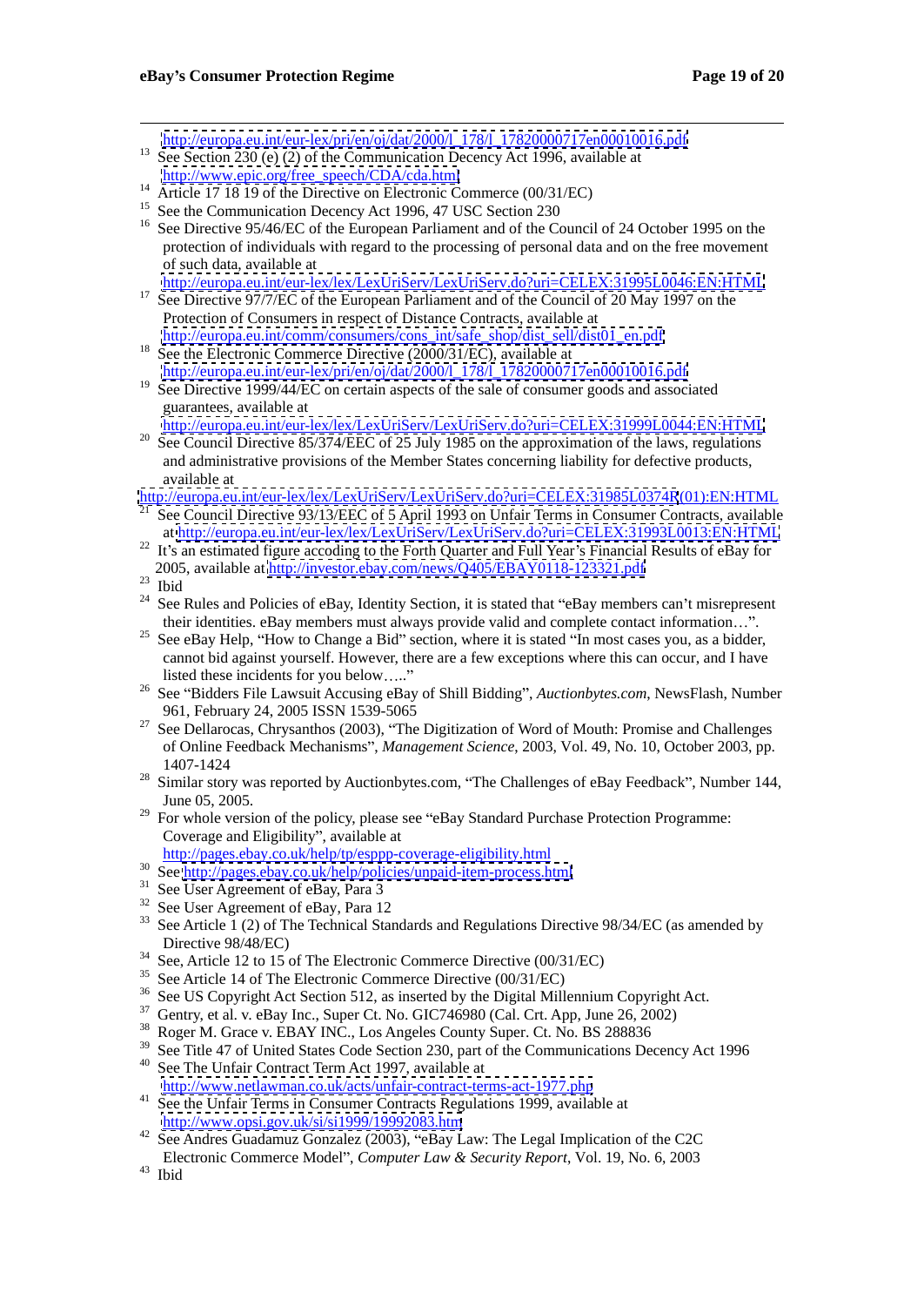http://europa.eu.int/eur-lex/pri/en/oj/dat/2000/l_178/l_17820000717en00010016.pdf

[13] See Section 230 (e) (2) of the Communication Decency Act 1996, available at http://www.epic.org/free_speech/CDA/cda.html

[14] Article 17 18 19 of the Directive on Electronic Commerce (00/31/EC)

[15] See the Communication Decency Act 1996, 47 USC Section 230

[16] See Directive 95/46/EC of the European Parliament and of the Council of 24 October 1995 on the protection of individuals with regard to the processing of personal data and on the free movement of such data, available at http://europa.eu.int/eur-lex/lex/LexUriServ/LexUriServ.do?uri=CELEX:31995L0046:EN:HTML

[17] See Directive 97/7/EC of the European Parliament and of the Council of 20 May 1997 on the Protection of Consumers in respect of Distance Contracts, available at http://europa.eu.int/comm/consumers/cons_int/safe_shop/dist_sell/dist01_en.pdf

[18] See the Electronic Commerce Directive (2000/31/EC), available at http://europa.eu.int/eur-lex/pri/en/oj/dat/2000/l_178/l_17820000717en00010016.pdf

[19] See Directive 1999/44/EC on certain aspects of the sale of consumer goods and associated guarantees, available at http://europa.eu.int/eur-lex/lex/LexUriServ/LexUriServ.do?uri=CELEX:31999L0044:EN:HTML

[20] See Council Directive 85/374/EEC of 25 July 1985 on the approximation of the laws, regulations and administrative provisions of the Member States concerning liability for defective products, available at http://europa.eu.int/eur-lex/lex/LexUriServ/LexUriServ.do?uri=CELEX:31985L0374R(01):EN:HTML

[21] See Council Directive 93/13/EEC of 5 April 1993 on Unfair Terms in Consumer Contracts, available at http://europa.eu.int/eur-lex/lex/LexUriServ/LexUriServ.do?uri=CELEX:31993L0013:EN:HTML

[22] It's an estimated figure accoding to the Forth Quarter and Full Year's Financial Results of eBay for 2005, available at http://investor.ebay.com/news/Q405/EBAY0118-123321.pdf

[23] Ibid

[24] See Rules and Policies of eBay, Identity Section, it is stated that "eBay members can't misrepresent their identities. eBay members must always provide valid and complete contact information…".

[25] See eBay Help, "How to Change a Bid" section, where it is stated "In most cases you, as a bidder, cannot bid against yourself. However, there are a few exceptions where this can occur, and I have listed these incidents for you below….."

[26] See "Bidders File Lawsuit Accusing eBay of Shill Bidding", *Auctionbytes.com*, NewsFlash, Number 961, February 24, 2005 ISSN 1539-5065

[27] See Dellarocas, Chrysanthos (2003), "The Digitization of Word of Mouth: Promise and Challenges of Online Feedback Mechanisms", *Management Science*, 2003, Vol. 49, No. 10, October 2003, pp. 1407-1424

[28] Similar story was reported by Auctionbytes.com, "The Challenges of eBay Feedback", Number 144, June 05, 2005.

[29] For whole version of the policy, please see "eBay Standard Purchase Protection Programme: Coverage and Eligibility", available at http://pages.ebay.co.uk/help/tp/esppp-coverage-eligibility.html

[30] See http://pages.ebay.co.uk/help/policies/unpaid-item-process.html

[31] See User Agreement of eBay, Para 3

[32] See User Agreement of eBay, Para 12

[33] See Article 1 (2) of The Technical Standards and Regulations Directive 98/34/EC (as amended by Directive 98/48/EC)

[34] See, Article 12 to 15 of The Electronic Commerce Directive (00/31/EC)

[35] See Article 14 of The Electronic Commerce Directive (00/31/EC)

[36] See US Copyright Act Section 512, as inserted by the Digital Millennium Copyright Act.

[37] Gentry, et al. v. eBay Inc., Super Ct. No. GIC746980 (Cal. Crt. App, June 26, 2002)

[38] Roger M. Grace v. EBAY INC., Los Angeles County Super. Ct. No. BS 288836

[39] See Title 47 of United States Code Section 230, part of the Communications Decency Act 1996

[40] See The Unfair Contract Term Act 1997, available at http://www.netlawman.co.uk/acts/unfair-contract-terms-act-1977.php

[41] See the Unfair Terms in Consumer Contracts Regulations 1999, available at http://www.opsi.gov.uk/si/si1999/19992083.htm

[42] See Andres Guadamuz Gonzalez (2003), "eBay Law: The Legal Implication of the C2C Electronic Commerce Model", *Computer Law & Security Report*, Vol. 19, No. 6, 2003

[43] Ibid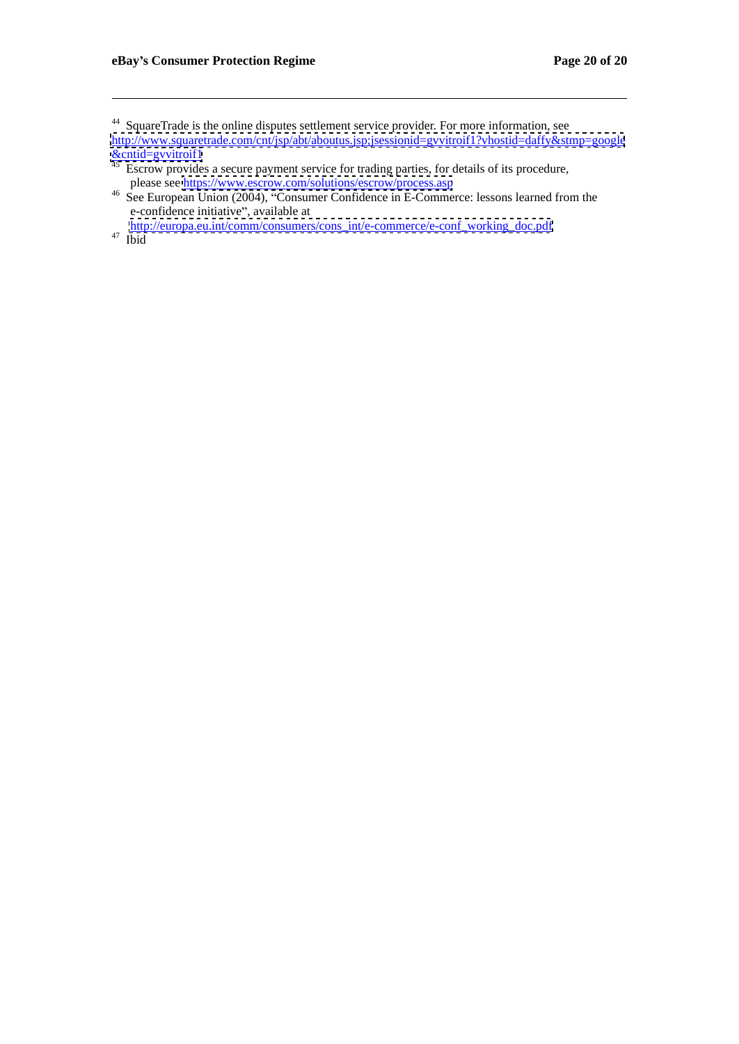[44] SquareTrade is the online disputes settlement service provider. For more information, see http://www.squaretrade.com/cnt/jsp/abt/aboutus.jsp;jsessionid=gvvitroif1?vhostid=daffy&stmp=google&cntid=gvvitroif1

[45] Escrow provides a secure payment service for trading parties, for details of its procedure, please see https://www.escrow.com/solutions/escrow/process.asp

[46] See European Union (2004), "Consumer Confidence in E-Commerce: lessons learned from the e-confidence initiative", available at http://europa.eu.int/comm/consumers/cons_int/e-commerce/e-conf_working_doc.pdf

[47] Ibid